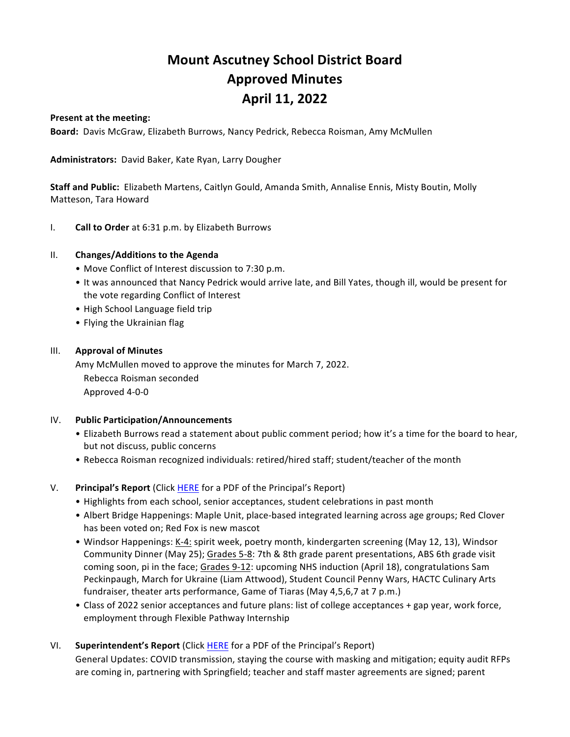# Mount Ascutney School District Board
# Approved Minutes
# April 11, 2022

**Present at the meeting:**
**Board:** Davis McGraw, Elizabeth Burrows, Nancy Pedrick, Rebecca Roisman, Amy McMullen

**Administrators:** David Baker, Kate Ryan, Larry Dougher

**Staff and Public:** Elizabeth Martens, Caitlyn Gould, Amanda Smith, Annalise Ennis, Misty Boutin, Molly Matteson, Tara Howard

I. **Call to Order** at 6:31 p.m. by Elizabeth Burrows

II. **Changes/Additions to the Agenda**
- Move Conflict of Interest discussion to 7:30 p.m.
- It was announced that Nancy Pedrick would arrive late, and Bill Yates, though ill, would be present for the vote regarding Conflict of Interest
- High School Language field trip
- Flying the Ukrainian flag

III. **Approval of Minutes**
Amy McMullen moved to approve the minutes for March 7, 2022.
Rebecca Roisman seconded
Approved 4-0-0

IV. **Public Participation/Announcements**
- Elizabeth Burrows read a statement about public comment period; how it's a time for the board to hear, but not discuss, public concerns
- Rebecca Roisman recognized individuals: retired/hired staff; student/teacher of the month

V. **Principal's Report** (Click HERE for a PDF of the Principal's Report)
- Highlights from each school, senior acceptances, student celebrations in past month
- Albert Bridge Happenings: Maple Unit, place-based integrated learning across age groups; Red Clover has been voted on; Red Fox is new mascot
- Windsor Happenings: K-4: spirit week, poetry month, kindergarten screening (May 12, 13), Windsor Community Dinner (May 25); Grades 5-8: 7th & 8th grade parent presentations, ABS 6th grade visit coming soon, pi in the face; Grades 9-12: upcoming NHS induction (April 18), congratulations Sam Peckinpaugh, March for Ukraine (Liam Attwood), Student Council Penny Wars, HACTC Culinary Arts fundraiser, theater arts performance, Game of Tiaras (May 4,5,6,7 at 7 p.m.)
- Class of 2022 senior acceptances and future plans: list of college acceptances + gap year, work force, employment through Flexible Pathway Internship

VI. **Superintendent's Report** (Click HERE for a PDF of the Principal's Report)
General Updates: COVID transmission, staying the course with masking and mitigation; equity audit RFPs are coming in, partnering with Springfield; teacher and staff master agreements are signed; parent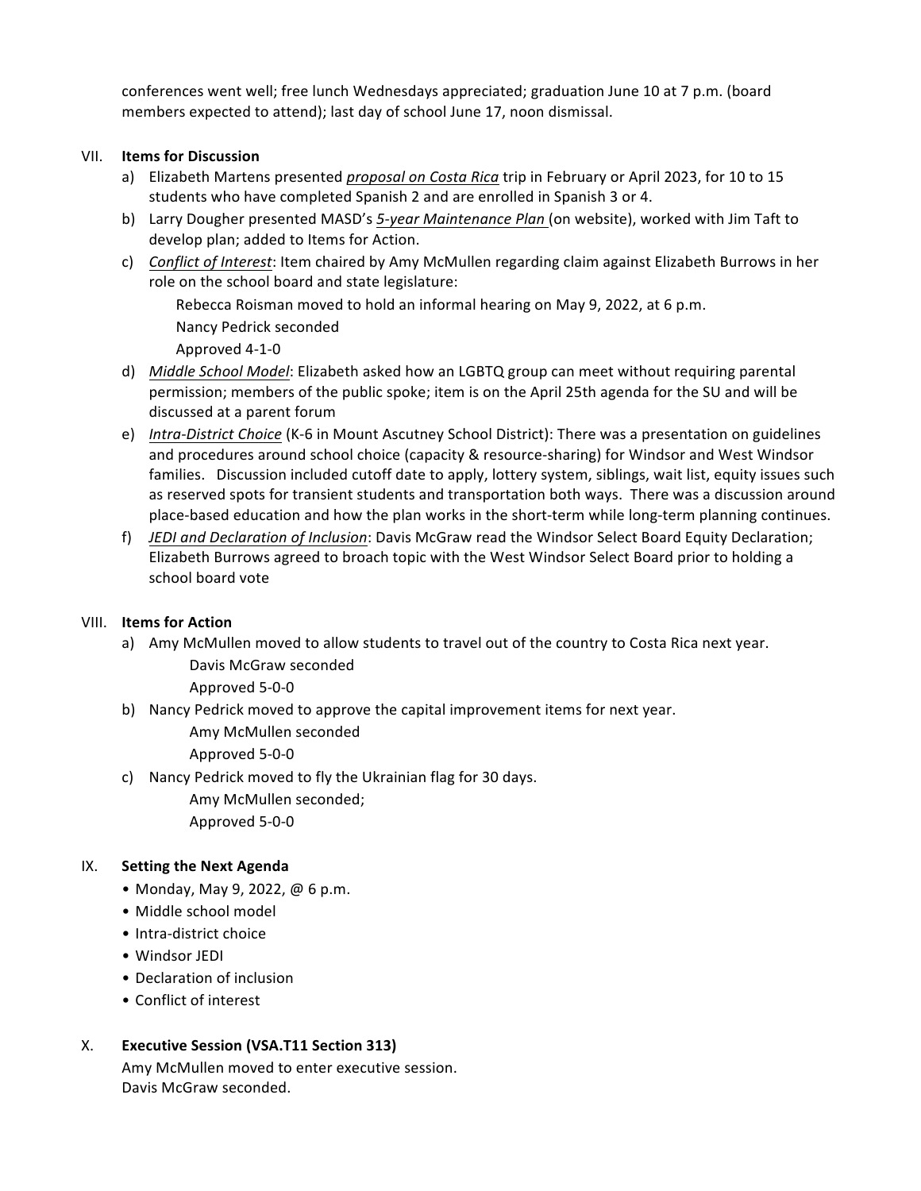conferences went well; free lunch Wednesdays appreciated; graduation June 10 at 7 p.m. (board members expected to attend); last day of school June 17, noon dismissal.

VII. **Items for Discussion**

a) Elizabeth Martens presented *proposal on Costa Rica* trip in February or April 2023, for 10 to 15 students who have completed Spanish 2 and are enrolled in Spanish 3 or 4.

b) Larry Dougher presented MASD's *5-year Maintenance Plan* (on website), worked with Jim Taft to develop plan; added to Items for Action.

c) *Conflict of Interest*: Item chaired by Amy McMullen regarding claim against Elizabeth Burrows in her role on the school board and state legislature:
   Rebecca Roisman moved to hold an informal hearing on May 9, 2022, at 6 p.m.
   Nancy Pedrick seconded
   Approved 4-1-0

d) *Middle School Model*: Elizabeth asked how an LGBTQ group can meet without requiring parental permission; members of the public spoke; item is on the April 25th agenda for the SU and will be discussed at a parent forum

e) *Intra-District Choice* (K-6 in Mount Ascutney School District): There was a presentation on guidelines and procedures around school choice (capacity & resource-sharing) for Windsor and West Windsor families. Discussion included cutoff date to apply, lottery system, siblings, wait list, equity issues such as reserved spots for transient students and transportation both ways. There was a discussion around place-based education and how the plan works in the short-term while long-term planning continues.

f) *JEDI and Declaration of Inclusion*: Davis McGraw read the Windsor Select Board Equity Declaration; Elizabeth Burrows agreed to broach topic with the West Windsor Select Board prior to holding a school board vote

VIII. **Items for Action**

a) Amy McMullen moved to allow students to travel out of the country to Costa Rica next year.
   Davis McGraw seconded
   Approved 5-0-0

b) Nancy Pedrick moved to approve the capital improvement items for next year.
   Amy McMullen seconded
   Approved 5-0-0

c) Nancy Pedrick moved to fly the Ukrainian flag for 30 days.
   Amy McMullen seconded;
   Approved 5-0-0

IX. **Setting the Next Agenda**

- Monday, May 9, 2022, @ 6 p.m.
- Middle school model
- Intra-district choice
- Windsor JEDI
- Declaration of inclusion
- Conflict of interest

X. **Executive Session (VSA.T11 Section 313)**

Amy McMullen moved to enter executive session.
Davis McGraw seconded.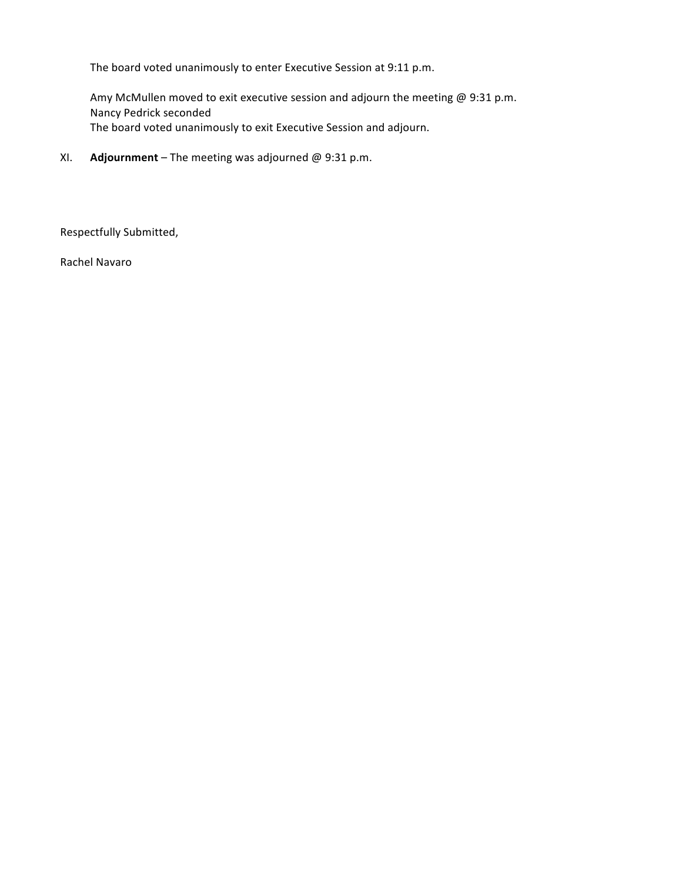The board voted unanimously to enter Executive Session at 9:11 p.m.

Amy McMullen moved to exit executive session and adjourn the meeting @ 9:31 p.m.
Nancy Pedrick seconded
The board voted unanimously to exit Executive Session and adjourn.

XI. **Adjournment** – The meeting was adjourned @ 9:31 p.m.

Respectfully Submitted,

Rachel Navaro